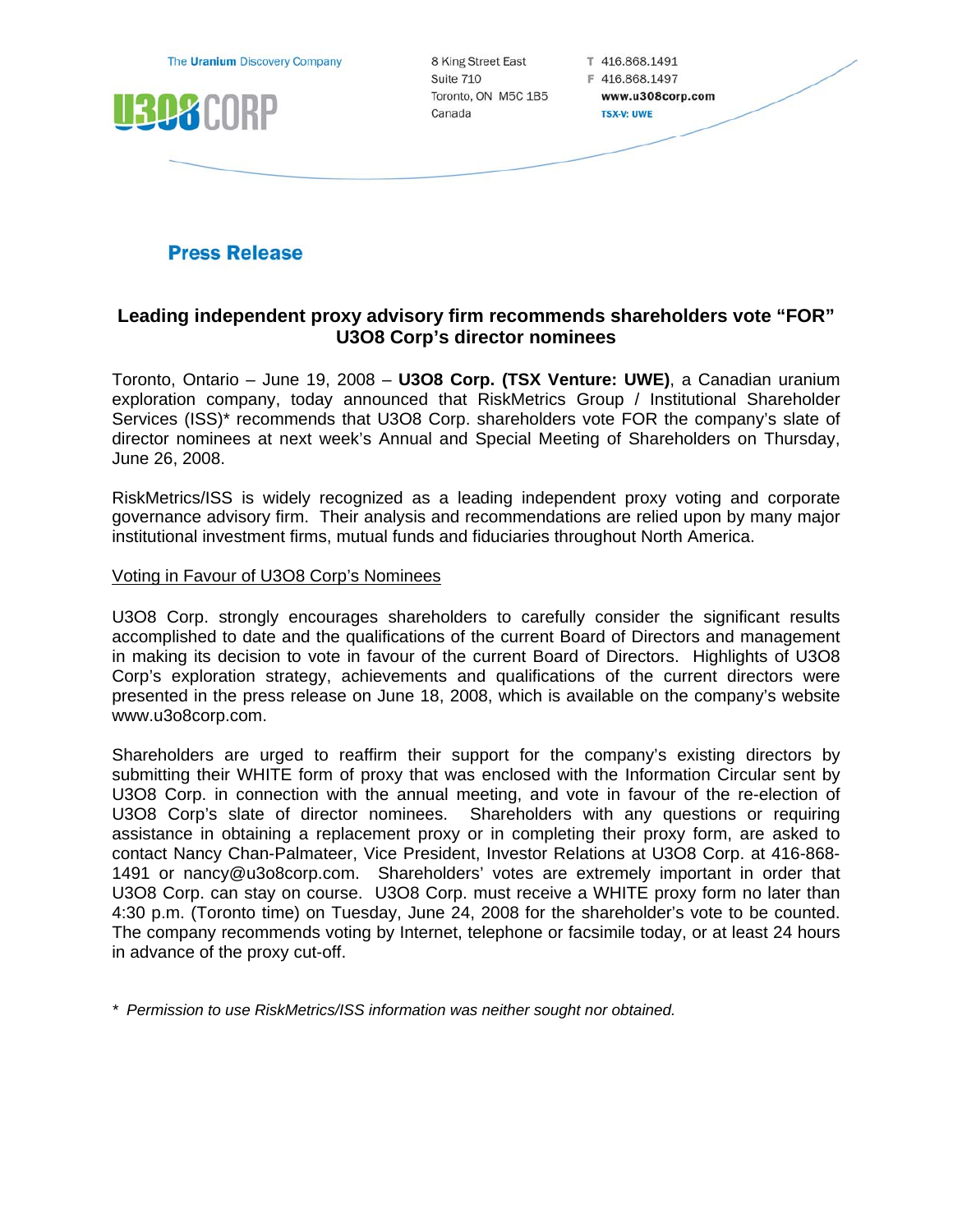The Uranium Discovery Company

U3O8 CORP

8 King Street East
Suite 710
Toronto, ON M5C 1B5
Canada

T 416.868.1491
F 416.868.1497
www.u3o8corp.com
TSX-V: UWE

## Press Release

### Leading independent proxy advisory firm recommends shareholders vote "FOR" U3O8 Corp's director nominees

Toronto, Ontario – June 19, 2008 – **U3O8 Corp. (TSX Venture: UWE)**, a Canadian uranium exploration company, today announced that RiskMetrics Group / Institutional Shareholder Services (ISS)* recommends that U3O8 Corp. shareholders vote FOR the company's slate of director nominees at next week's Annual and Special Meeting of Shareholders on Thursday, June 26, 2008.

RiskMetrics/ISS is widely recognized as a leading independent proxy voting and corporate governance advisory firm. Their analysis and recommendations are relied upon by many major institutional investment firms, mutual funds and fiduciaries throughout North America.

Voting in Favour of U3O8 Corp's Nominees

U3O8 Corp. strongly encourages shareholders to carefully consider the significant results accomplished to date and the qualifications of the current Board of Directors and management in making its decision to vote in favour of the current Board of Directors. Highlights of U3O8 Corp's exploration strategy, achievements and qualifications of the current directors were presented in the press release on June 18, 2008, which is available on the company's website www.u3o8corp.com.

Shareholders are urged to reaffirm their support for the company's existing directors by submitting their WHITE form of proxy that was enclosed with the Information Circular sent by U3O8 Corp. in connection with the annual meeting, and vote in favour of the re-election of U3O8 Corp's slate of director nominees. Shareholders with any questions or requiring assistance in obtaining a replacement proxy or in completing their proxy form, are asked to contact Nancy Chan-Palmateer, Vice President, Investor Relations at U3O8 Corp. at 416-868-1491 or nancy@u3o8corp.com. Shareholders' votes are extremely important in order that U3O8 Corp. can stay on course. U3O8 Corp. must receive a WHITE proxy form no later than 4:30 p.m. (Toronto time) on Tuesday, June 24, 2008 for the shareholder's vote to be counted. The company recommends voting by Internet, telephone or facsimile today, or at least 24 hours in advance of the proxy cut-off.

*\* Permission to use RiskMetrics/ISS information was neither sought nor obtained.*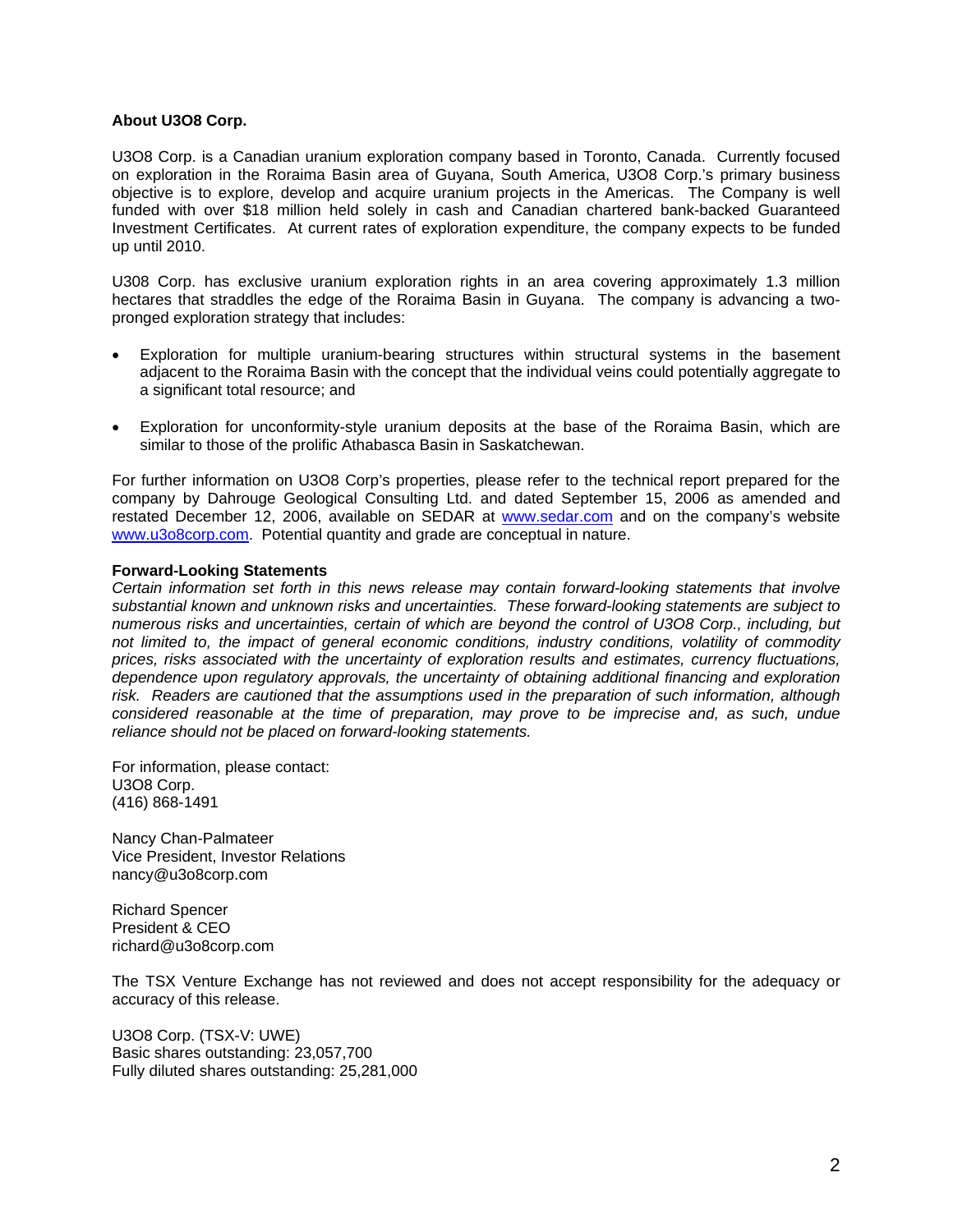**About U3O8 Corp.**

U3O8 Corp. is a Canadian uranium exploration company based in Toronto, Canada. Currently focused on exploration in the Roraima Basin area of Guyana, South America, U3O8 Corp.'s primary business objective is to explore, develop and acquire uranium projects in the Americas. The Company is well funded with over $18 million held solely in cash and Canadian chartered bank-backed Guaranteed Investment Certificates. At current rates of exploration expenditure, the company expects to be funded up until 2010.

U308 Corp. has exclusive uranium exploration rights in an area covering approximately 1.3 million hectares that straddles the edge of the Roraima Basin in Guyana. The company is advancing a two-pronged exploration strategy that includes:

- Exploration for multiple uranium-bearing structures within structural systems in the basement adjacent to the Roraima Basin with the concept that the individual veins could potentially aggregate to a significant total resource; and
- Exploration for unconformity-style uranium deposits at the base of the Roraima Basin, which are similar to those of the prolific Athabasca Basin in Saskatchewan.

For further information on U3O8 Corp's properties, please refer to the technical report prepared for the company by Dahrouge Geological Consulting Ltd. and dated September 15, 2006 as amended and restated December 12, 2006, available on SEDAR at www.sedar.com and on the company's website www.u3o8corp.com. Potential quantity and grade are conceptual in nature.

**Forward-Looking Statements**

*Certain information set forth in this news release may contain forward-looking statements that involve substantial known and unknown risks and uncertainties. These forward-looking statements are subject to numerous risks and uncertainties, certain of which are beyond the control of U3O8 Corp., including, but not limited to, the impact of general economic conditions, industry conditions, volatility of commodity prices, risks associated with the uncertainty of exploration results and estimates, currency fluctuations, dependence upon regulatory approvals, the uncertainty of obtaining additional financing and exploration risk. Readers are cautioned that the assumptions used in the preparation of such information, although considered reasonable at the time of preparation, may prove to be imprecise and, as such, undue reliance should not be placed on forward-looking statements.*

For information, please contact:
U3O8 Corp.
(416) 868-1491

Nancy Chan-Palmateer
Vice President, Investor Relations
nancy@u3o8corp.com

Richard Spencer
President & CEO
richard@u3o8corp.com

The TSX Venture Exchange has not reviewed and does not accept responsibility for the adequacy or accuracy of this release.

U3O8 Corp. (TSX-V: UWE)
Basic shares outstanding: 23,057,700
Fully diluted shares outstanding: 25,281,000